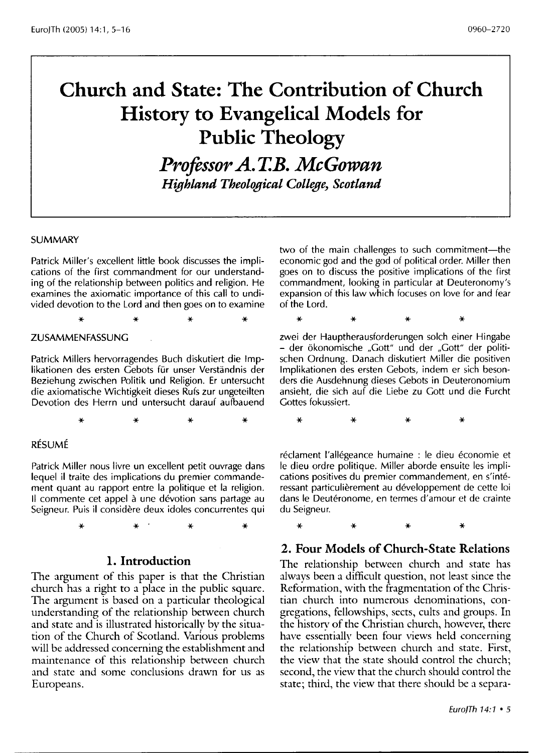# Church and State: The Contribution of Church History to Evangelical Models for Public Theology

## *Professor A.T.B. McGowan*

### *Highland Theological College, Scotland*

SUMMARY

Patrick Miller's excellent little book discusses the implications of the first commandment for our understanding of the relationship between politics and religion. He examines the axiomatic importance of this call to undivided devotion to the Lord and then goes on to examine two of the main challenges to such commitment—the economic god and the god of political order. Miller then goes on to discuss the positive implications of the first commandment, looking in particular at Deuteronomy's expansion of this law which focuses on love for and fear of the Lord.

\* \* \* \*

ZUSAMMENFASSUNG

Patrick Millers hervorragendes Buch diskutiert die Implikationen des ersten Gebots für unser Verständnis der Beziehung zwischen Politik und Religion. Er untersucht die axiomatische Wichtigkeit dieses Rufs zur ungeteilten Devotion des Herrn und untersucht darauf aufbauend zwei der Hauptherausforderungen solch einer Hingabe – der ökonomische „Gott" und der „Gott" der politischen Ordnung. Danach diskutiert Miller die positiven Implikationen des ersten Gebots, indem er sich besonders die Ausdehnung dieses Gebots in Deuteronomium ansieht, die sich auf die Liebe zu Gott und die Furcht Gottes fokussiert.

\* \* \* \*

RÉSUMÉ

Patrick Miller nous livre un excellent petit ouvrage dans lequel il traite des implications du premier commandement quant au rapport entre la politique et la religion. Il commente cet appel à une dévotion sans partage au Seigneur. Puis il considère deux idoles concurrentes qui réclament l'allégeance humaine : le dieu économie et le dieu ordre politique. Miller aborde ensuite les implications positives du premier commandement, en s'intéressant particulièrement au développement de cette loi dans le Deutéronome, en termes d'amour et de crainte du Seigneur.

\* \* \* \*

## 1. Introduction

The argument of this paper is that the Christian church has a right to a place in the public square. The argument is based on a particular theological understanding of the relationship between church and state and is illustrated historically by the situation of the Church of Scotland. Various problems will be addressed concerning the establishment and maintenance of this relationship between church and state and some conclusions drawn for us as Europeans.

## 2. Four Models of Church-State Relations

The relationship between church and state has always been a difficult question, not least since the Reformation, with the fragmentation of the Christian church into numerous denominations, congregations, fellowships, sects, cults and groups. In the history of the Christian church, however, there have essentially been four views held concerning the relationship between church and state. First, the view that the state should control the church; second, the view that the church should control the state; third, the view that there should be a separa-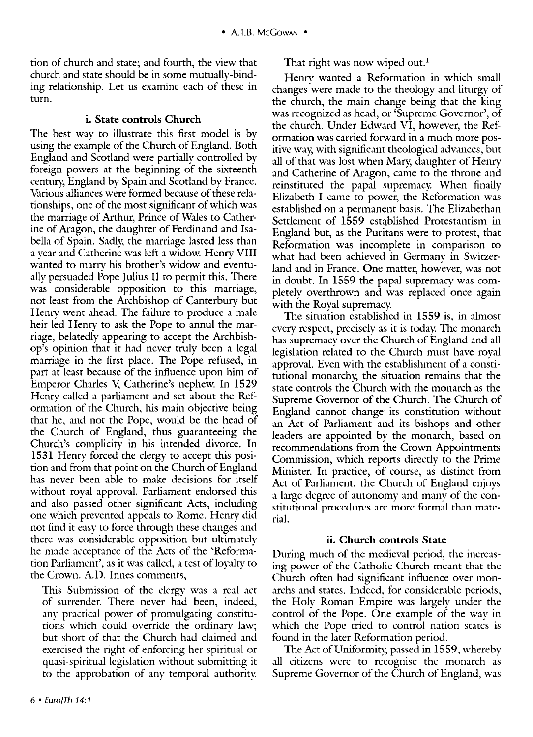tion of church and state; and fourth, the view that church and state should be in some mutually-binding relationship. Let us examine each of these in turn.

### i. State controls Church

The best way to illustrate this first model is by using the example of the Church of England. Both England and Scotland were partially controlled by foreign powers at the beginning of the sixteenth century, England by Spain and Scotland by France. Various alliances were formed because of these relationships, one of the most significant of which was the marriage of Arthur, Prince of Wales to Catherine of Aragon, the daughter of Ferdinand and Isabella of Spain. Sadly, the marriage lasted less than a year and Catherine was left a widow. Henry VIII wanted to marry his brother's widow and eventually persuaded Pope Julius II to permit this. There was considerable opposition to this marriage, not least from the Archbishop of Canterbury but Henry went ahead. The failure to produce a male heir led Henry to ask the Pope to annul the marriage, belatedly appearing to accept the Archbishop's opinion that it had never truly been a legal marriage in the first place. The Pope refused, in part at least because of the influence upon him of Emperor Charles V, Catherine's nephew. In 1529 Henry called a parliament and set about the Reformation of the Church, his main objective being that he, and not the Pope, would be the head of the Church of England, thus guaranteeing the Church's complicity in his intended divorce. In 1531 Henry forced the clergy to accept this position and from that point on the Church of England has never been able to make decisions for itself without royal approval. Parliament endorsed this and also passed other significant Acts, including one which prevented appeals to Rome. Henry did not find it easy to force through these changes and there was considerable opposition but ultimately he made acceptance of the Acts of the 'Reformation Parliament', as it was called, a test of loyalty to the Crown. A.D. Innes comments,

> This Submission of the clergy was a real act of surrender. There never had been, indeed, any practical power of promulgating constitutions which could override the ordinary law; but short of that the Church had claimed and exercised the right of enforcing her spiritual or quasi-spiritual legislation without submitting it to the approbation of any temporal authority. That right was now wiped out.[1]

Henry wanted a Reformation in which small changes were made to the theology and liturgy of the church, the main change being that the king was recognized as head, or 'Supreme Governor', of the church. Under Edward VI, however, the Reformation was carried forward in a much more positive way, with significant theological advances, but all of that was lost when Mary, daughter of Henry and Catherine of Aragon, came to the throne and reinstituted the papal supremacy. When finally Elizabeth I came to power, the Reformation was established on a permanent basis. The Elizabethan Settlement of 1559 established Protestantism in England but, as the Puritans were to protest, that Reformation was incomplete in comparison to what had been achieved in Germany in Switzerland and in France. One matter, however, was not in doubt. In 1559 the papal supremacy was completely overthrown and was replaced once again with the Royal supremacy.

The situation established in 1559 is, in almost every respect, precisely as it is today. The monarch has supremacy over the Church of England and all legislation related to the Church must have royal approval. Even with the establishment of a constitutional monarchy, the situation remains that the state controls the Church with the monarch as the Supreme Governor of the Church. The Church of England cannot change its constitution without an Act of Parliament and its bishops and other leaders are appointed by the monarch, based on recommendations from the Crown Appointments Commission, which reports directly to the Prime Minister. In practice, of course, as distinct from Act of Parliament, the Church of England enjoys a large degree of autonomy and many of the constitutional procedures are more formal than material.

### ii. Church controls State

During much of the medieval period, the increasing power of the Catholic Church meant that the Church often had significant influence over monarchs and states. Indeed, for considerable periods, the Holy Roman Empire was largely under the control of the Pope. One example of the way in which the Pope tried to control nation states is found in the later Reformation period.

The Act of Uniformity, passed in 1559, whereby all citizens were to recognise the monarch as Supreme Governor of the Church of England, was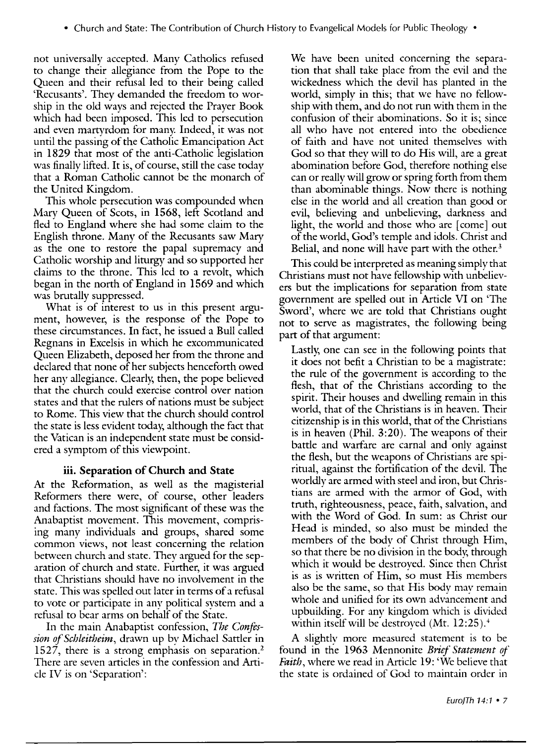not universally accepted. Many Catholics refused to change their allegiance from the Pope to the Queen and their refusal led to their being called 'Recusants'. They demanded the freedom to worship in the old ways and rejected the Prayer Book which had been imposed. This led to persecution and even martyrdom for many. Indeed, it was not until the passing of the Catholic Emancipation Act in 1829 that most of the anti-Catholic legislation was finally lifted. It is, of course, still the case today that a Roman Catholic cannot be the monarch of the United Kingdom.

This whole persecution was compounded when Mary Queen of Scots, in 1568, left Scotland and fled to England where she had some claim to the English throne. Many of the Recusants saw Mary as the one to restore the papal supremacy and Catholic worship and liturgy and so supported her claims to the throne. This led to a revolt, which began in the north of England in 1569 and which was brutally suppressed.

What is of interest to us in this present argument, however, is the response of the Pope to these circumstances. In fact, he issued a Bull called Regnans in Excelsis in which he excommunicated Queen Elizabeth, deposed her from the throne and declared that none of her subjects henceforth owed her any allegiance. Clearly, then, the pope believed that the church could exercise control over nation states and that the rulers of nations must be subject to Rome. This view that the church should control the state is less evident today, although the fact that the Vatican is an independent state must be considered a symptom of this viewpoint.

### iii. Separation of Church and State

At the Reformation, as well as the magisterial Reformers there were, of course, other leaders and factions. The most significant of these was the Anabaptist movement. This movement, comprising many individuals and groups, shared some common views, not least concerning the relation between church and state. They argued for the separation of church and state. Further, it was argued that Christians should have no involvement in the state. This was spelled out later in terms of a refusal to vote or participate in any political system and a refusal to bear arms on behalf of the State.

In the main Anabaptist confession, *The Confession of Schleitheim*, drawn up by Michael Sattler in 1527, there is a strong emphasis on separation.[2] There are seven articles in the confession and Article IV is on 'Separation':

> We have been united concerning the separation that shall take place from the evil and the wickedness which the devil has planted in the world, simply in this; that we have no fellowship with them, and do not run with them in the confusion of their abominations. So it is; since all who have not entered into the obedience of faith and have not united themselves with God so that they will to do His will, are a great abomination before God, therefore nothing else can or really will grow or spring forth from them than abominable things. Now there is nothing else in the world and all creation than good or evil, believing and unbelieving, darkness and light, the world and those who are [come] out of the world, God's temple and idols. Christ and Belial, and none will have part with the other.[3]

This could be interpreted as meaning simply that Christians must not have fellowship with unbelievers but the implications for separation from state government are spelled out in Article VI on 'The Sword', where we are told that Christians ought not to serve as magistrates, the following being part of that argument:

> Lastly, one can see in the following points that it does not befit a Christian to be a magistrate: the rule of the government is according to the flesh, that of the Christians according to the spirit. Their houses and dwelling remain in this world, that of the Christians is in heaven. Their citizenship is in this world, that of the Christians is in heaven (Phil. 3:20). The weapons of their battle and warfare are carnal and only against the flesh, but the weapons of Christians are spiritual, against the fortification of the devil. The worldly are armed with steel and iron, but Christians are armed with the armor of God, with truth, righteousness, peace, faith, salvation, and with the Word of God. In sum: as Christ our Head is minded, so also must be minded the members of the body of Christ through Him, so that there be no division in the body, through which it would be destroyed. Since then Christ is as is written of Him, so must His members also be the same, so that His body may remain whole and unified for its own advancement and upbuilding. For any kingdom which is divided within itself will be destroyed (Mt. 12:25).[4]

A slightly more measured statement is to be found in the 1963 Mennonite *Brief Statement of Faith*, where we read in Article 19: 'We believe that the state is ordained of God to maintain order in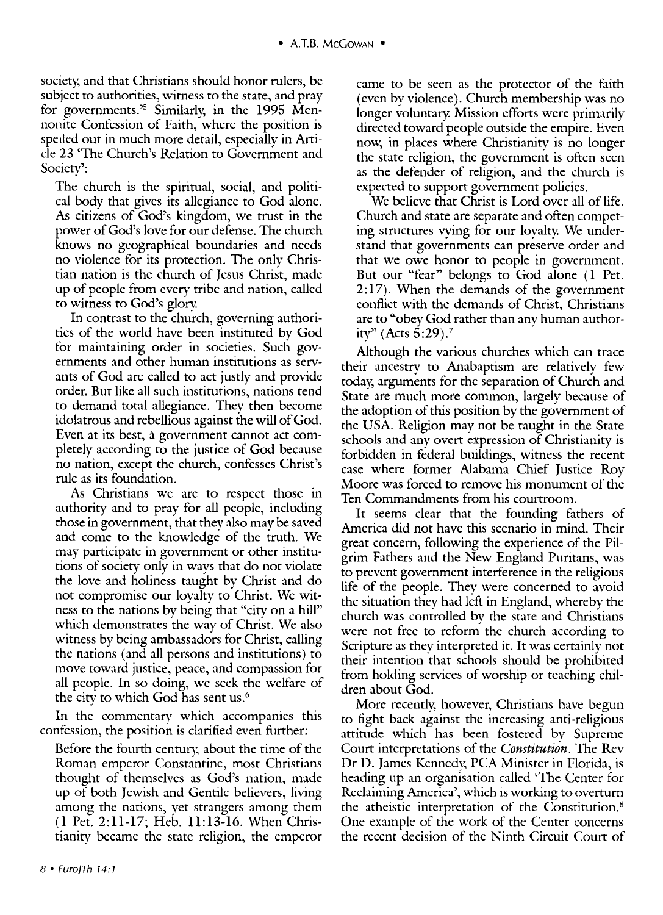society, and that Christians should honor rulers, be subject to authorities, witness to the state, and pray for governments.'[5] Similarly, in the 1995 Mennonite Confession of Faith, where the position is spelled out in much more detail, especially in Article 23 'The Church's Relation to Government and Society':

> The church is the spiritual, social, and political body that gives its allegiance to God alone. As citizens of God's kingdom, we trust in the power of God's love for our defense. The church knows no geographical boundaries and needs no violence for its protection. The only Christian nation is the church of Jesus Christ, made up of people from every tribe and nation, called to witness to God's glory.
>
> In contrast to the church, governing authorities of the world have been instituted by God for maintaining order in societies. Such governments and other human institutions as servants of God are called to act justly and provide order. But like all such institutions, nations tend to demand total allegiance. They then become idolatrous and rebellious against the will of God. Even at its best, a government cannot act completely according to the justice of God because no nation, except the church, confesses Christ's rule as its foundation.
>
> As Christians we are to respect those in authority and to pray for all people, including those in government, that they also may be saved and come to the knowledge of the truth. We may participate in government or other institutions of society only in ways that do not violate the love and holiness taught by Christ and do not compromise our loyalty to Christ. We witness to the nations by being that "city on a hill" which demonstrates the way of Christ. We also witness by being ambassadors for Christ, calling the nations (and all persons and institutions) to move toward justice, peace, and compassion for all people. In so doing, we seek the welfare of the city to which God has sent us.[6]

In the commentary which accompanies this confession, the position is clarified even further:

> Before the fourth century, about the time of the Roman emperor Constantine, most Christians thought of themselves as God's nation, made up of both Jewish and Gentile believers, living among the nations, yet strangers among them (1 Pet. 2:11-17; Heb. 11:13-16. When Christianity became the state religion, the emperor came to be seen as the protector of the faith (even by violence). Church membership was no longer voluntary. Mission efforts were primarily directed toward people outside the empire. Even now, in places where Christianity is no longer the state religion, the government is often seen as the defender of religion, and the church is expected to support government policies.
>
> We believe that Christ is Lord over all of life. Church and state are separate and often competing structures vying for our loyalty. We understand that governments can preserve order and that we owe honor to people in government. But our "fear" belongs to God alone (1 Pet. 2:17). When the demands of the government conflict with the demands of Christ, Christians are to "obey God rather than any human authority" (Acts 5:29).[7]

Although the various churches which can trace their ancestry to Anabaptism are relatively few today, arguments for the separation of Church and State are much more common, largely because of the adoption of this position by the government of the USA. Religion may not be taught in the State schools and any overt expression of Christianity is forbidden in federal buildings, witness the recent case where former Alabama Chief Justice Roy Moore was forced to remove his monument of the Ten Commandments from his courtroom.

It seems clear that the founding fathers of America did not have this scenario in mind. Their great concern, following the experience of the Pilgrim Fathers and the New England Puritans, was to prevent government interference in the religious life of the people. They were concerned to avoid the situation they had left in England, whereby the church was controlled by the state and Christians were not free to reform the church according to Scripture as they interpreted it. It was certainly not their intention that schools should be prohibited from holding services of worship or teaching children about God.

More recently, however, Christians have begun to fight back against the increasing anti-religious attitude which has been fostered by Supreme Court interpretations of the *Constitution*. The Rev Dr D. James Kennedy, PCA Minister in Florida, is heading up an organisation called 'The Center for Reclaiming America', which is working to overturn the atheistic interpretation of the Constitution.[8] One example of the work of the Center concerns the recent decision of the Ninth Circuit Court of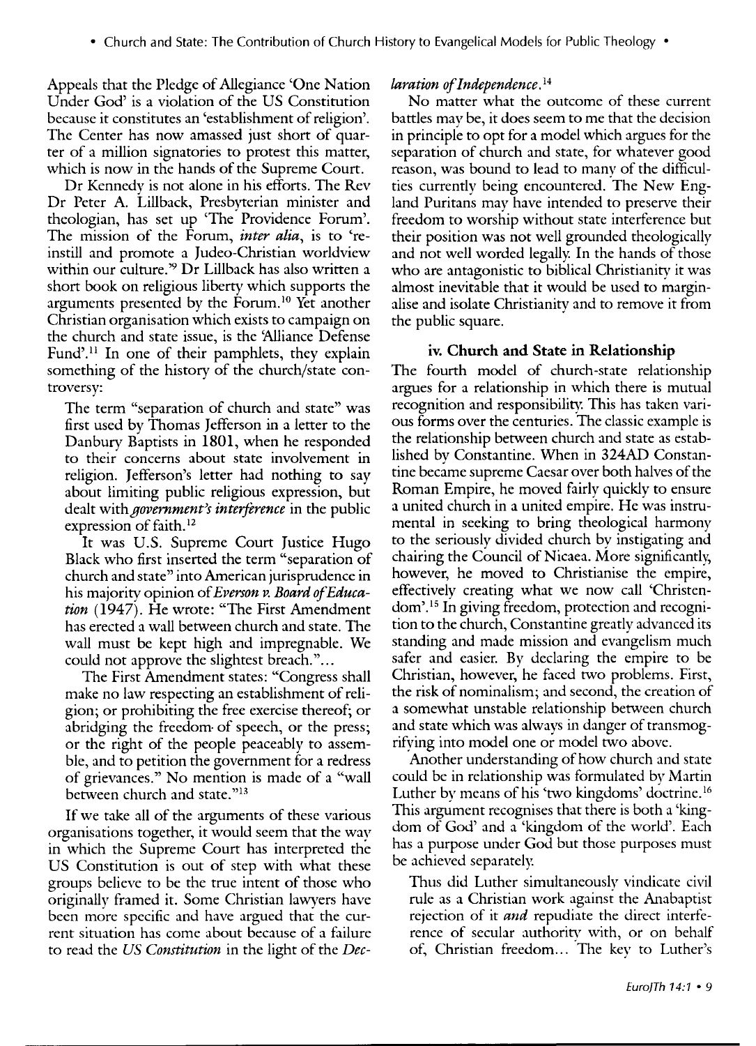Appeals that the Pledge of Allegiance 'One Nation Under God' is a violation of the US Constitution because it constitutes an 'establishment of religion'. The Center has now amassed just short of quarter of a million signatories to protest this matter, which is now in the hands of the Supreme Court.

Dr Kennedy is not alone in his efforts. The Rev Dr Peter A. Lillback, Presbyterian minister and theologian, has set up 'The Providence Forum'. The mission of the Forum, *inter alia*, is to 're-instill and promote a Judeo-Christian worldview within our culture.'[9] Dr Lillback has also written a short book on religious liberty which supports the arguments presented by the Forum.[10] Yet another Christian organisation which exists to campaign on the church and state issue, is the 'Alliance Defense Fund'.[11] In one of their pamphlets, they explain something of the history of the church/state controversy:

> The term "separation of church and state" was first used by Thomas Jefferson in a letter to the Danbury Baptists in 1801, when he responded to their concerns about state involvement in religion. Jefferson's letter had nothing to say about limiting public religious expression, but dealt with *government's interference* in the public expression of faith.[12]
>
> It was U.S. Supreme Court Justice Hugo Black who first inserted the term "separation of church and state" into American jurisprudence in his majority opinion of *Everson v. Board of Education* (1947). He wrote: "The First Amendment has erected a wall between church and state. The wall must be kept high and impregnable. We could not approve the slightest breach."...
>
> The First Amendment states: "Congress shall make no law respecting an establishment of religion; or prohibiting the free exercise thereof; or abridging the freedom of speech, or the press; or the right of the people peaceably to assemble, and to petition the government for a redress of grievances." No mention is made of a "wall between church and state."[13]

If we take all of the arguments of these various organisations together, it would seem that the way in which the Supreme Court has interpreted the US Constitution is out of step with what these groups believe to be the true intent of those who originally framed it. Some Christian lawyers have been more specific and have argued that the current situation has come about because of a failure to read the *US Constitution* in the light of the *Declaration of Independence*.[14]

No matter what the outcome of these current battles may be, it does seem to me that the decision in principle to opt for a model which argues for the separation of church and state, for whatever good reason, was bound to lead to many of the difficulties currently being encountered. The New England Puritans may have intended to preserve their freedom to worship without state interference but their position was not well grounded theologically and not well worded legally. In the hands of those who are antagonistic to biblical Christianity it was almost inevitable that it would be used to marginalise and isolate Christianity and to remove it from the public square.

### iv. Church and State in Relationship

The fourth model of church-state relationship argues for a relationship in which there is mutual recognition and responsibility. This has taken various forms over the centuries. The classic example is the relationship between church and state as established by Constantine. When in 324AD Constantine became supreme Caesar over both halves of the Roman Empire, he moved fairly quickly to ensure a united church in a united empire. He was instrumental in seeking to bring theological harmony to the seriously divided church by instigating and chairing the Council of Nicaea. More significantly, however, he moved to Christianise the empire, effectively creating what we now call 'Christendom'.[15] In giving freedom, protection and recognition to the church, Constantine greatly advanced its standing and made mission and evangelism much safer and easier. By declaring the empire to be Christian, however, he faced two problems. First, the risk of nominalism; and second, the creation of a somewhat unstable relationship between church and state which was always in danger of transmogrifying into model one or model two above.

Another understanding of how church and state could be in relationship was formulated by Martin Luther by means of his 'two kingdoms' doctrine.[16] This argument recognises that there is both a 'kingdom of God' and a 'kingdom of the world'. Each has a purpose under God but those purposes must be achieved separately.

> Thus did Luther simultaneously vindicate civil rule as a Christian work against the Anabaptist rejection of it *and* repudiate the direct interference of secular authority with, or on behalf of, Christian freedom... The key to Luther's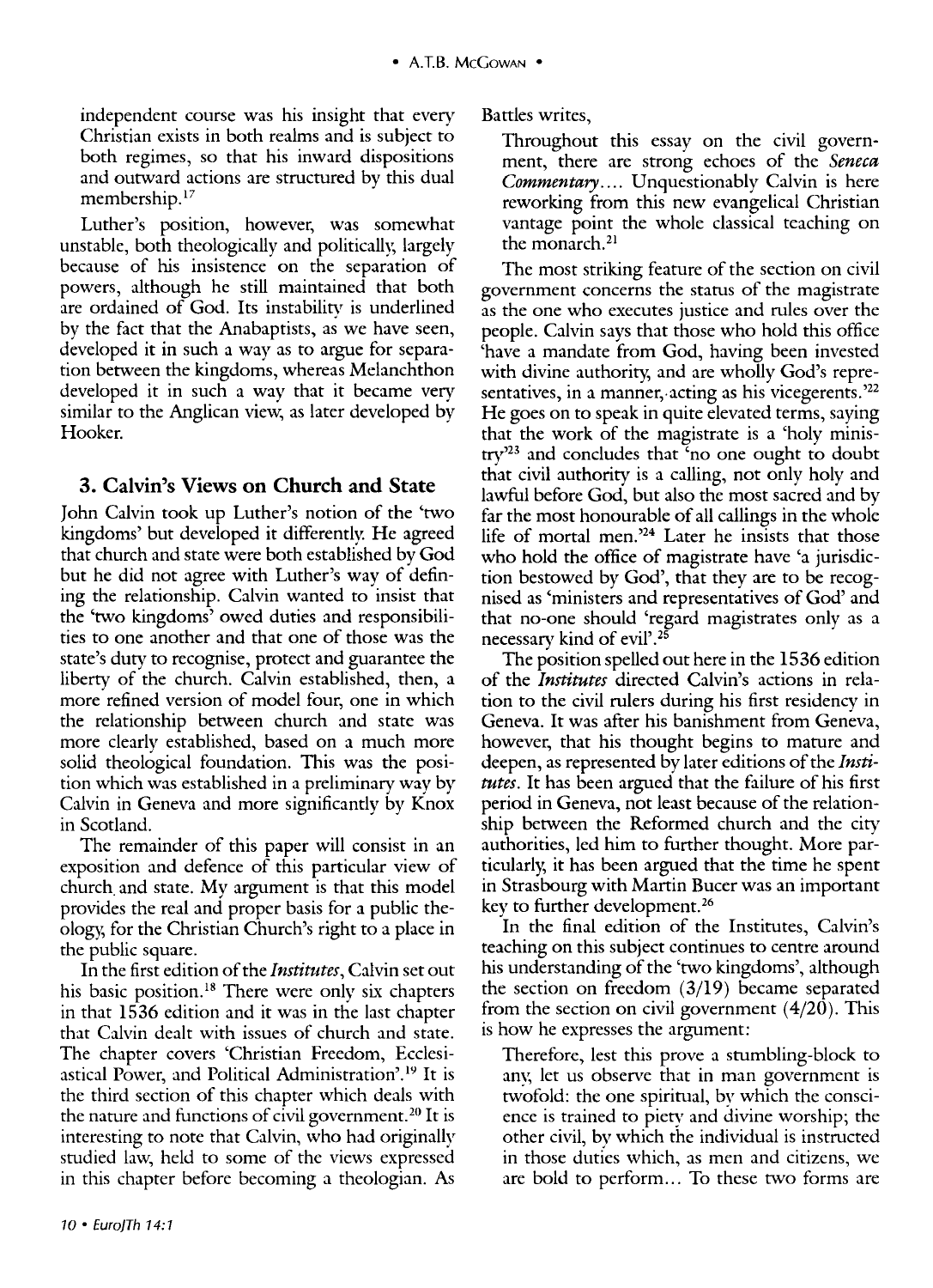independent course was his insight that every Christian exists in both realms and is subject to both regimes, so that his inward dispositions and outward actions are structured by this dual membership.[17]

Luther's position, however, was somewhat unstable, both theologically and politically, largely because of his insistence on the separation of powers, although he still maintained that both are ordained of God. Its instability is underlined by the fact that the Anabaptists, as we have seen, developed it in such a way as to argue for separation between the kingdoms, whereas Melanchthon developed it in such a way that it became very similar to the Anglican view, as later developed by Hooker.

## 3. Calvin's Views on Church and State

John Calvin took up Luther's notion of the 'two kingdoms' but developed it differently. He agreed that church and state were both established by God but he did not agree with Luther's way of defining the relationship. Calvin wanted to insist that the 'two kingdoms' owed duties and responsibilities to one another and that one of those was the state's duty to recognise, protect and guarantee the liberty of the church. Calvin established, then, a more refined version of model four, one in which the relationship between church and state was more clearly established, based on a much more solid theological foundation. This was the position which was established in a preliminary way by Calvin in Geneva and more significantly by Knox in Scotland.

The remainder of this paper will consist in an exposition and defence of this particular view of church and state. My argument is that this model provides the real and proper basis for a public theology, for the Christian Church's right to a place in the public square.

In the first edition of the *Institutes*, Calvin set out his basic position.[18] There were only six chapters in that 1536 edition and it was in the last chapter that Calvin dealt with issues of church and state. The chapter covers 'Christian Freedom, Ecclesiastical Power, and Political Administration'.[19] It is the third section of this chapter which deals with the nature and functions of civil government.[20] It is interesting to note that Calvin, who had originally studied law, held to some of the views expressed in this chapter before becoming a theologian. As Battles writes,

> Throughout this essay on the civil government, there are strong echoes of the *Seneca Commentary*.... Unquestionably Calvin is here reworking from this new evangelical Christian vantage point the whole classical teaching on the monarch.[21]

The most striking feature of the section on civil government concerns the status of the magistrate as the one who executes justice and rules over the people. Calvin says that those who hold this office 'have a mandate from God, having been invested with divine authority, and are wholly God's representatives, in a manner, acting as his vicegerents.'[22] He goes on to speak in quite elevated terms, saying that the work of the magistrate is a 'holy ministry'[23] and concludes that 'no one ought to doubt that civil authority is a calling, not only holy and lawful before God, but also the most sacred and by far the most honourable of all callings in the whole life of mortal men.'[24] Later he insists that those who hold the office of magistrate have 'a jurisdiction bestowed by God', that they are to be recognised as 'ministers and representatives of God' and that no-one should 'regard magistrates only as a necessary kind of evil'.[25]

The position spelled out here in the 1536 edition of the *Institutes* directed Calvin's actions in relation to the civil rulers during his first residency in Geneva. It was after his banishment from Geneva, however, that his thought begins to mature and deepen, as represented by later editions of the *Institutes*. It has been argued that the failure of his first period in Geneva, not least because of the relationship between the Reformed church and the city authorities, led him to further thought. More particularly, it has been argued that the time he spent in Strasbourg with Martin Bucer was an important key to further development.[26]

In the final edition of the Institutes, Calvin's teaching on this subject continues to centre around his understanding of the 'two kingdoms', although the section on freedom (3/19) became separated from the section on civil government (4/20). This is how he expresses the argument:

> Therefore, lest this prove a stumbling-block to any, let us observe that in man government is twofold: the one spiritual, by which the conscience is trained to piety and divine worship; the other civil, by which the individual is instructed in those duties which, as men and citizens, we are bold to perform... To these two forms are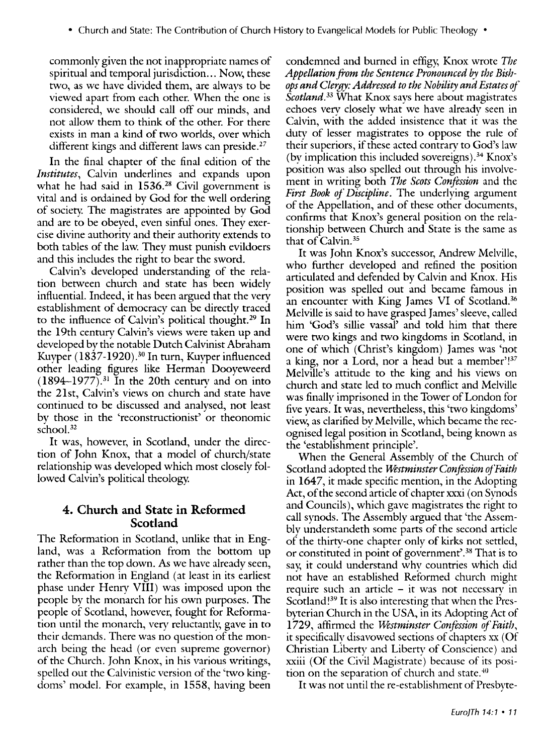commonly given the not inappropriate names of spiritual and temporal jurisdiction... Now, these two, as we have divided them, are always to be viewed apart from each other. When the one is considered, we should call off our minds, and not allow them to think of the other. For there exists in man a kind of two worlds, over which different kings and different laws can preside.[27]

In the final chapter of the final edition of the *Institutes*, Calvin underlines and expands upon what he had said in 1536.[28] Civil government is vital and is ordained by God for the well ordering of society. The magistrates are appointed by God and are to be obeyed, even sinful ones. They exercise divine authority and their authority extends to both tables of the law. They must punish evildoers and this includes the right to bear the sword.

Calvin's developed understanding of the relation between church and state has been widely influential. Indeed, it has been argued that the very establishment of democracy can be directly traced to the influence of Calvin's political thought.[29] In the 19th century Calvin's views were taken up and developed by the notable Dutch Calvinist Abraham Kuyper (1837-1920).[30] In turn, Kuyper influenced other leading figures like Herman Dooyeweerd (1894–1977).[31] In the 20th century and on into the 21st, Calvin's views on church and state have continued to be discussed and analysed, not least by those in the 'reconstructionist' or theonomic school.[32]

It was, however, in Scotland, under the direction of John Knox, that a model of church/state relationship was developed which most closely followed Calvin's political theology.

## 4. Church and State in Reformed Scotland

The Reformation in Scotland, unlike that in England, was a Reformation from the bottom up rather than the top down. As we have already seen, the Reformation in England (at least in its earliest phase under Henry VIII) was imposed upon the people by the monarch for his own purposes. The people of Scotland, however, fought for Reformation until the monarch, very reluctantly, gave in to their demands. There was no question of the monarch being the head (or even supreme governor) of the Church. John Knox, in his various writings, spelled out the Calvinistic version of the 'two kingdoms' model. For example, in 1558, having been condemned and burned in effigy, Knox wrote *The Appellation from the Sentence Pronounced by the Bishops and Clergy: Addressed to the Nobility and Estates of Scotland*.[33] What Knox says here about magistrates echoes very closely what we have already seen in Calvin, with the added insistence that it was the duty of lesser magistrates to oppose the rule of their superiors, if these acted contrary to God's law (by implication this included sovereigns).[34] Knox's position was also spelled out through his involvement in writing both *The Scots Confession* and the *First Book of Discipline*. The underlying argument of the Appellation, and of these other documents, confirms that Knox's general position on the relationship between Church and State is the same as that of Calvin.[35]

It was John Knox's successor, Andrew Melville, who further developed and refined the position articulated and defended by Calvin and Knox. His position was spelled out and became famous in an encounter with King James VI of Scotland.[36] Melville is said to have grasped James' sleeve, called him 'God's sillie vassal' and told him that there were two kings and two kingdoms in Scotland, in one of which (Christ's kingdom) James was 'not a king, nor a Lord, nor a head but a member'![37] Melville's attitude to the king and his views on church and state led to much conflict and Melville was finally imprisoned in the Tower of London for five years. It was, nevertheless, this 'two kingdoms' view, as clarified by Melville, which became the recognised legal position in Scotland, being known as the 'establishment principle'.

When the General Assembly of the Church of Scotland adopted the *Westminster Confession of Faith* in 1647, it made specific mention, in the Adopting Act, of the second article of chapter xxxi (on Synods and Councils), which gave magistrates the right to call synods. The Assembly argued that 'the Assembly understandeth some parts of the second article of the thirty-one chapter only of kirks not settled, or constituted in point of government'.[38] That is to say, it could understand why countries which did not have an established Reformed church might require such an article – it was not necessary in Scotland![39] It is also interesting that when the Presbyterian Church in the USA, in its Adopting Act of 1729, affirmed the *Westminster Confession of Faith*, it specifically disavowed sections of chapters xx (Of Christian Liberty and Liberty of Conscience) and xxiii (Of the Civil Magistrate) because of its position on the separation of church and state.[40]

It was not until the re-establishment of Presbyte-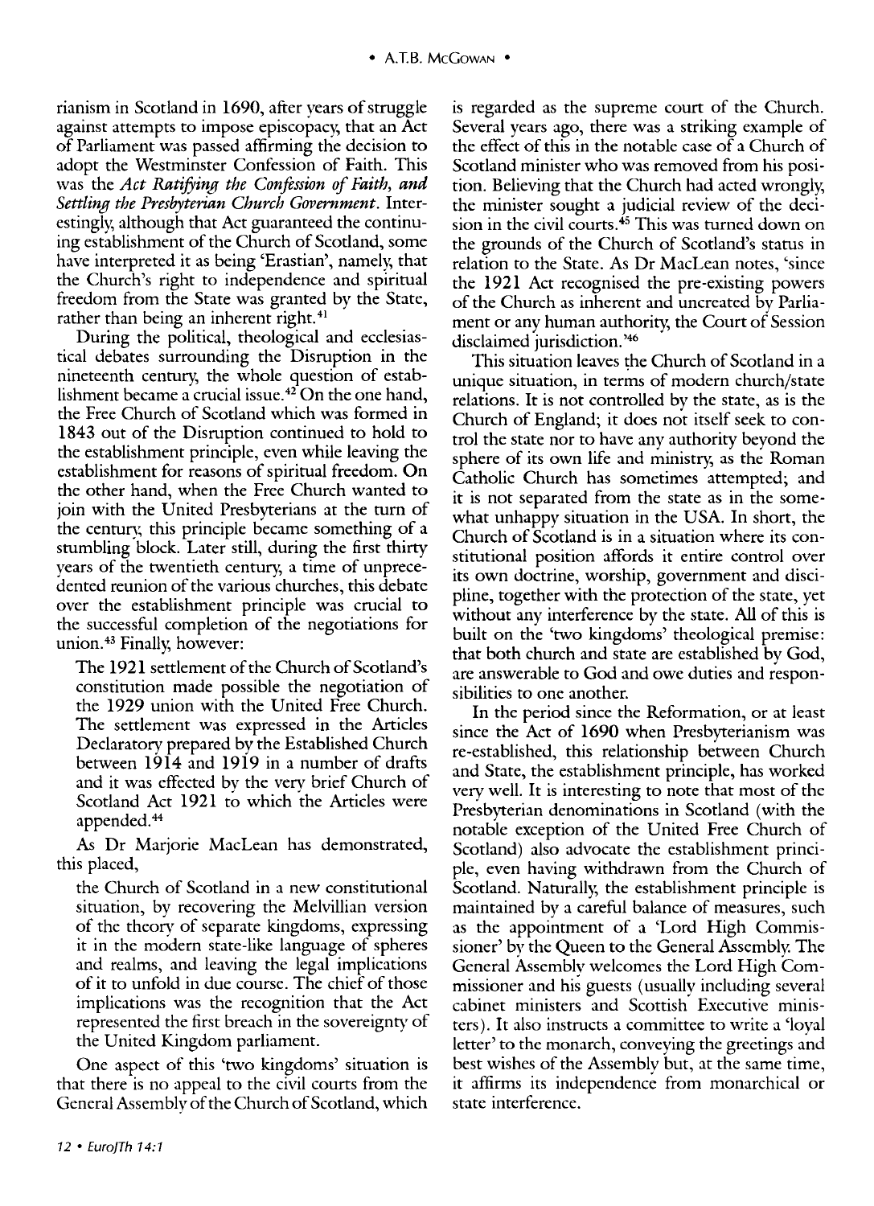rianism in Scotland in 1690, after years of struggle against attempts to impose episcopacy, that an Act of Parliament was passed affirming the decision to adopt the Westminster Confession of Faith. This was the *Act Ratifying the Confession of Faith, and Settling the Presbyterian Church Government*. Interestingly, although that Act guaranteed the continuing establishment of the Church of Scotland, some have interpreted it as being 'Erastian', namely, that the Church's right to independence and spiritual freedom from the State was granted by the State, rather than being an inherent right.[41]

During the political, theological and ecclesiastical debates surrounding the Disruption in the nineteenth century, the whole question of establishment became a crucial issue.[42] On the one hand, the Free Church of Scotland which was formed in 1843 out of the Disruption continued to hold to the establishment principle, even while leaving the establishment for reasons of spiritual freedom. On the other hand, when the Free Church wanted to join with the United Presbyterians at the turn of the century, this principle became something of a stumbling block. Later still, during the first thirty years of the twentieth century, a time of unprecedented reunion of the various churches, this debate over the establishment principle was crucial to the successful completion of the negotiations for union.[43] Finally, however:

> The 1921 settlement of the Church of Scotland's constitution made possible the negotiation of the 1929 union with the United Free Church. The settlement was expressed in the Articles Declaratory prepared by the Established Church between 1914 and 1919 in a number of drafts and it was effected by the very brief Church of Scotland Act 1921 to which the Articles were appended.[44]

As Dr Marjorie MacLean has demonstrated, this placed,

> the Church of Scotland in a new constitutional situation, by recovering the Melvillian version of the theory of separate kingdoms, expressing it in the modern state-like language of spheres and realms, and leaving the legal implications of it to unfold in due course. The chief of those implications was the recognition that the Act represented the first breach in the sovereignty of the United Kingdom parliament.

One aspect of this 'two kingdoms' situation is that there is no appeal to the civil courts from the General Assembly of the Church of Scotland, which is regarded as the supreme court of the Church. Several years ago, there was a striking example of the effect of this in the notable case of a Church of Scotland minister who was removed from his position. Believing that the Church had acted wrongly, the minister sought a judicial review of the decision in the civil courts.[45] This was turned down on the grounds of the Church of Scotland's status in relation to the State. As Dr MacLean notes, 'since the 1921 Act recognised the pre-existing powers of the Church as inherent and uncreated by Parliament or any human authority, the Court of Session disclaimed jurisdiction.'[46]

This situation leaves the Church of Scotland in a unique situation, in terms of modern church/state relations. It is not controlled by the state, as is the Church of England; it does not itself seek to control the state nor to have any authority beyond the sphere of its own life and ministry, as the Roman Catholic Church has sometimes attempted; and it is not separated from the state as in the somewhat unhappy situation in the USA. In short, the Church of Scotland is in a situation where its constitutional position affords it entire control over its own doctrine, worship, government and discipline, together with the protection of the state, yet without any interference by the state. All of this is built on the 'two kingdoms' theological premise: that both church and state are established by God, are answerable to God and owe duties and responsibilities to one another.

In the period since the Reformation, or at least since the Act of 1690 when Presbyterianism was re-established, this relationship between Church and State, the establishment principle, has worked very well. It is interesting to note that most of the Presbyterian denominations in Scotland (with the notable exception of the United Free Church of Scotland) also advocate the establishment principle, even having withdrawn from the Church of Scotland. Naturally, the establishment principle is maintained by a careful balance of measures, such as the appointment of a 'Lord High Commissioner' by the Queen to the General Assembly. The General Assembly welcomes the Lord High Commissioner and his guests (usually including several cabinet ministers and Scottish Executive ministers). It also instructs a committee to write a 'loyal letter' to the monarch, conveying the greetings and best wishes of the Assembly but, at the same time, it affirms its independence from monarchical or state interference.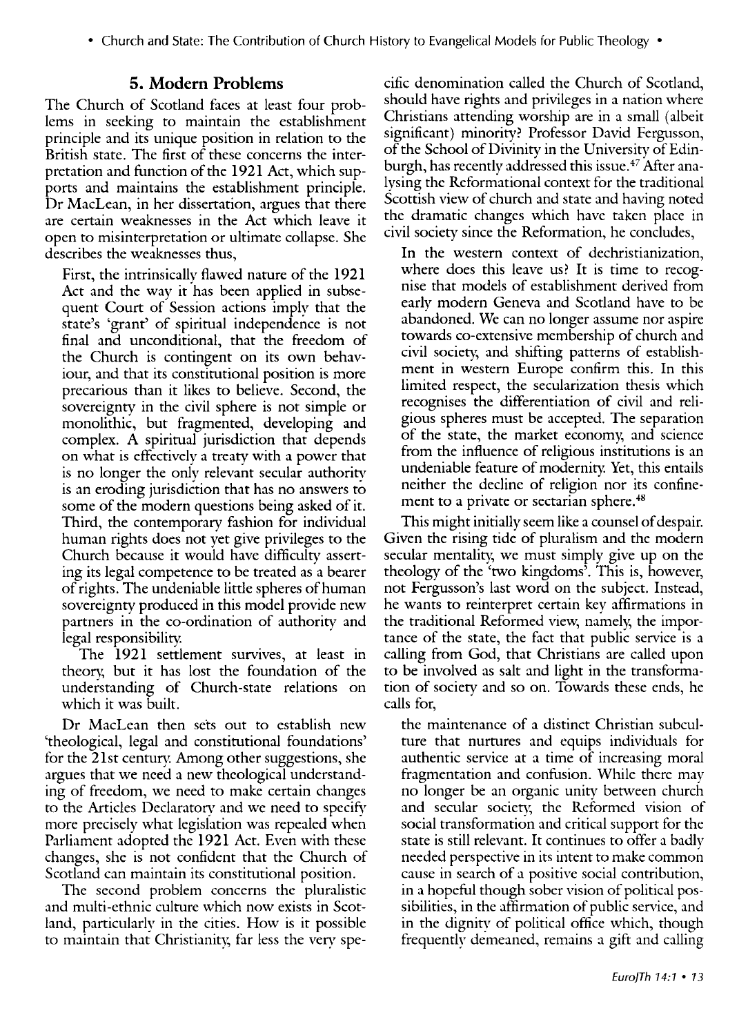## 5. Modern Problems

The Church of Scotland faces at least four problems in seeking to maintain the establishment principle and its unique position in relation to the British state. The first of these concerns the interpretation and function of the 1921 Act, which supports and maintains the establishment principle. Dr MacLean, in her dissertation, argues that there are certain weaknesses in the Act which leave it open to misinterpretation or ultimate collapse. She describes the weaknesses thus,

> First, the intrinsically flawed nature of the 1921 Act and the way it has been applied in subsequent Court of Session actions imply that the state's 'grant' of spiritual independence is not final and unconditional, that the freedom of the Church is contingent on its own behaviour, and that its constitutional position is more precarious than it likes to believe. Second, the sovereignty in the civil sphere is not simple or monolithic, but fragmented, developing and complex. A spiritual jurisdiction that depends on what is effectively a treaty with a power that is no longer the only relevant secular authority is an eroding jurisdiction that has no answers to some of the modern questions being asked of it. Third, the contemporary fashion for individual human rights does not yet give privileges to the Church because it would have difficulty asserting its legal competence to be treated as a bearer of rights. The undeniable little spheres of human sovereignty produced in this model provide new partners in the co-ordination of authority and legal responsibility.
>
> The 1921 settlement survives, at least in theory, but it has lost the foundation of the understanding of Church-state relations on which it was built.

Dr MacLean then sets out to establish new 'theological, legal and constitutional foundations' for the 21st century. Among other suggestions, she argues that we need a new theological understanding of freedom, we need to make certain changes to the Articles Declaratory and we need to specify more precisely what legislation was repealed when Parliament adopted the 1921 Act. Even with these changes, she is not confident that the Church of Scotland can maintain its constitutional position.

The second problem concerns the pluralistic and multi-ethnic culture which now exists in Scotland, particularly in the cities. How is it possible to maintain that Christianity, far less the very specific denomination called the Church of Scotland, should have rights and privileges in a nation where Christians attending worship are in a small (albeit significant) minority? Professor David Fergusson, of the School of Divinity in the University of Edinburgh, has recently addressed this issue.[47] After analysing the Reformational context for the traditional Scottish view of church and state and having noted the dramatic changes which have taken place in civil society since the Reformation, he concludes,

> In the western context of dechristianization, where does this leave us? It is time to recognise that models of establishment derived from early modern Geneva and Scotland have to be abandoned. We can no longer assume nor aspire towards co-extensive membership of church and civil society, and shifting patterns of establishment in western Europe confirm this. In this limited respect, the secularization thesis which recognises the differentiation of civil and religious spheres must be accepted. The separation of the state, the market economy, and science from the influence of religious institutions is an undeniable feature of modernity. Yet, this entails neither the decline of religion nor its confinement to a private or sectarian sphere.[48]

This might initially seem like a counsel of despair. Given the rising tide of pluralism and the modern secular mentality, we must simply give up on the theology of the 'two kingdoms'. This is, however, not Fergusson's last word on the subject. Instead, he wants to reinterpret certain key affirmations in the traditional Reformed view, namely, the importance of the state, the fact that public service is a calling from God, that Christians are called upon to be involved as salt and light in the transformation of society and so on. Towards these ends, he calls for,

> the maintenance of a distinct Christian subculture that nurtures and equips individuals for authentic service at a time of increasing moral fragmentation and confusion. While there may no longer be an organic unity between church and secular society, the Reformed vision of social transformation and critical support for the state is still relevant. It continues to offer a badly needed perspective in its intent to make common cause in search of a positive social contribution, in a hopeful though sober vision of political possibilities, in the affirmation of public service, and in the dignity of political office which, though frequently demeaned, remains a gift and calling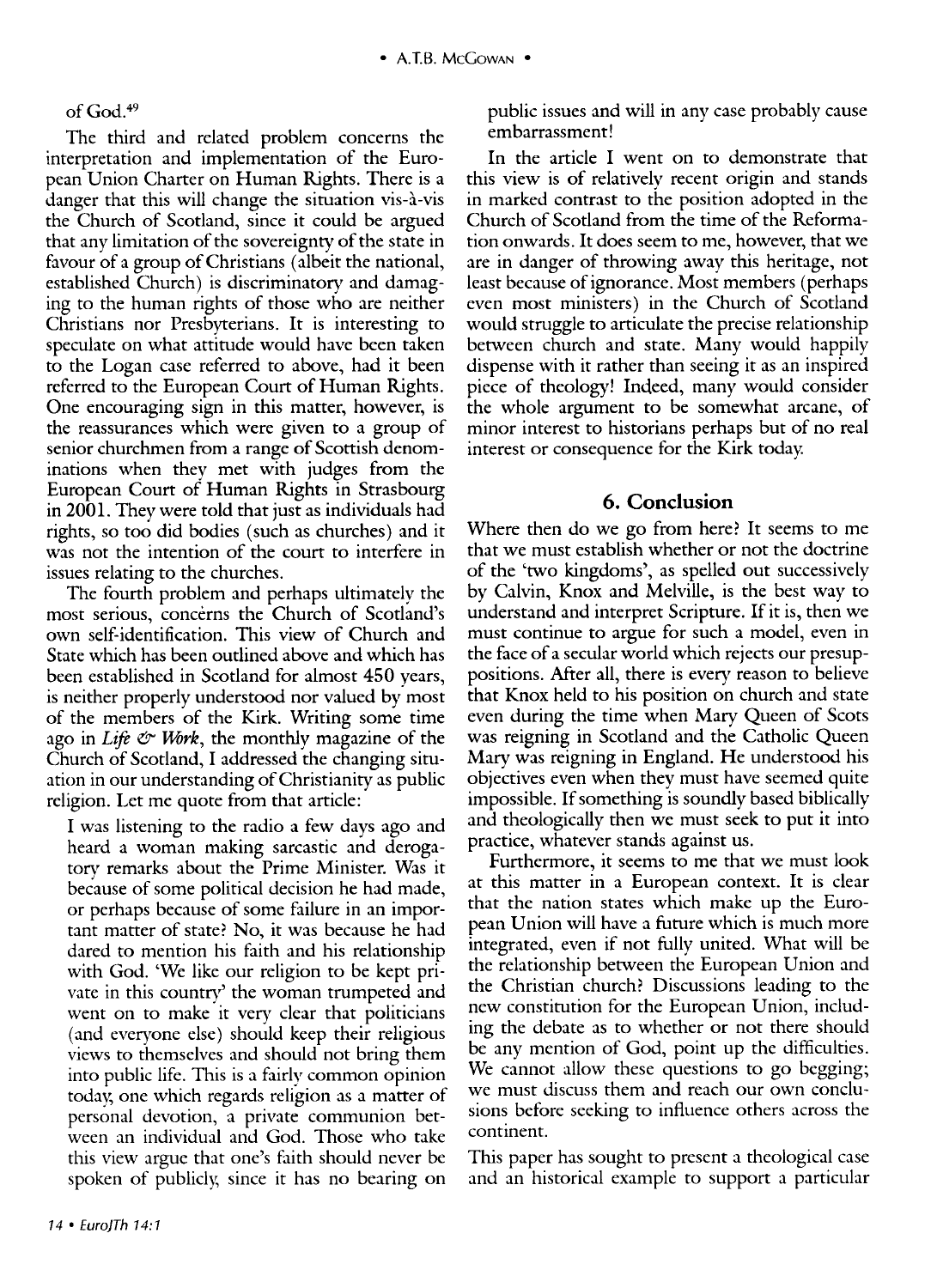of God.[49]

The third and related problem concerns the interpretation and implementation of the European Union Charter on Human Rights. There is a danger that this will change the situation vis-à-vis the Church of Scotland, since it could be argued that any limitation of the sovereignty of the state in favour of a group of Christians (albeit the national, established Church) is discriminatory and damaging to the human rights of those who are neither Christians nor Presbyterians. It is interesting to speculate on what attitude would have been taken to the Logan case referred to above, had it been referred to the European Court of Human Rights. One encouraging sign in this matter, however, is the reassurances which were given to a group of senior churchmen from a range of Scottish denominations when they met with judges from the European Court of Human Rights in Strasbourg in 2001. They were told that just as individuals had rights, so too did bodies (such as churches) and it was not the intention of the court to interfere in issues relating to the churches.

The fourth problem and perhaps ultimately the most serious, concerns the Church of Scotland's own self-identification. This view of Church and State which has been outlined above and which has been established in Scotland for almost 450 years, is neither properly understood nor valued by most of the members of the Kirk. Writing some time ago in *Life & Work*, the monthly magazine of the Church of Scotland, I addressed the changing situation in our understanding of Christianity as public religion. Let me quote from that article:

> I was listening to the radio a few days ago and heard a woman making sarcastic and derogatory remarks about the Prime Minister. Was it because of some political decision he had made, or perhaps because of some failure in an important matter of state? No, it was because he had dared to mention his faith and his relationship with God. 'We like our religion to be kept private in this country' the woman trumpeted and went on to make it very clear that politicians (and everyone else) should keep their religious views to themselves and should not bring them into public life. This is a fairly common opinion today, one which regards religion as a matter of personal devotion, a private communion between an individual and God. Those who take this view argue that one's faith should never be spoken of publicly, since it has no bearing on public issues and will in any case probably cause embarrassment!

In the article I went on to demonstrate that this view is of relatively recent origin and stands in marked contrast to the position adopted in the Church of Scotland from the time of the Reformation onwards. It does seem to me, however, that we are in danger of throwing away this heritage, not least because of ignorance. Most members (perhaps even most ministers) in the Church of Scotland would struggle to articulate the precise relationship between church and state. Many would happily dispense with it rather than seeing it as an inspired piece of theology! Indeed, many would consider the whole argument to be somewhat arcane, of minor interest to historians perhaps but of no real interest or consequence for the Kirk today.

## 6. Conclusion

Where then do we go from here? It seems to me that we must establish whether or not the doctrine of the 'two kingdoms', as spelled out successively by Calvin, Knox and Melville, is the best way to understand and interpret Scripture. If it is, then we must continue to argue for such a model, even in the face of a secular world which rejects our presuppositions. After all, there is every reason to believe that Knox held to his position on church and state even during the time when Mary Queen of Scots was reigning in Scotland and the Catholic Queen Mary was reigning in England. He understood his objectives even when they must have seemed quite impossible. If something is soundly based biblically and theologically then we must seek to put it into practice, whatever stands against us.

Furthermore, it seems to me that we must look at this matter in a European context. It is clear that the nation states which make up the European Union will have a future which is much more integrated, even if not fully united. What will be the relationship between the European Union and the Christian church? Discussions leading to the new constitution for the European Union, including the debate as to whether or not there should be any mention of God, point up the difficulties. We cannot allow these questions to go begging; we must discuss them and reach our own conclusions before seeking to influence others across the continent.

This paper has sought to present a theological case and an historical example to support a particular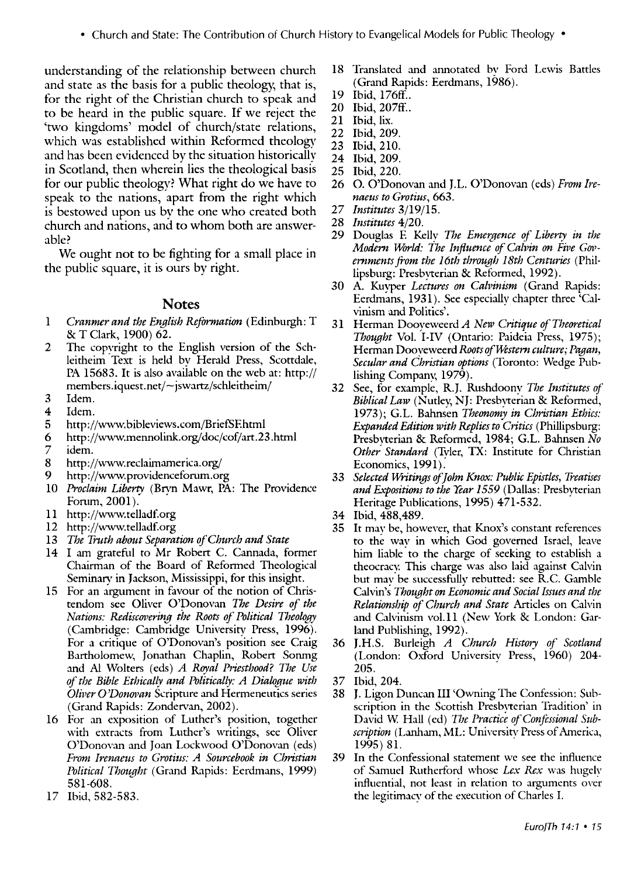understanding of the relationship between church and state as the basis for a public theology, that is, for the right of the Christian church to speak and to be heard in the public square. If we reject the 'two kingdoms' model of church/state relations, which was established within Reformed theology and has been evidenced by the situation historically in Scotland, then wherein lies the theological basis for our public theology? What right do we have to speak to the nations, apart from the right which is bestowed upon us by the one who created both church and nations, and to whom both are answerable?

We ought not to be fighting for a small place in the public square, it is ours by right.

## Notes

1. *Cranmer and the English Reformation* (Edinburgh: T & T Clark, 1900) 62.
2. The copyright to the English version of the Schleitheim Text is held by Herald Press, Scottdale, PA 15683. It is also available on the web at: http://members.iquest.net/~jswartz/schleitheim/
3. Idem.
4. Idem.
5. http://www.bibleviews.com/BriefSF.html
6. http://www.mennolink.org/doc/cof/art.23.html
7. idem.
8. http://www.reclaimamerica.org/
9. http://www.providenceforum.org
10. *Proclaim Liberty* (Bryn Mawr, PA: The Providence Forum, 2001).
11. http://www.telladf.org
12. http://www.telladf.org
13. *The Truth about Separation of Church and State*
14. I am grateful to Mr Robert C. Cannada, former Chairman of the Board of Reformed Theological Seminary in Jackson, Mississippi, for this insight.
15. For an argument in favour of the notion of Christendom see Oliver O'Donovan *The Desire of the Nations: Rediscovering the Roots of Political Theology* (Cambridge: Cambridge University Press, 1996). For a critique of O'Donovan's position see Craig Bartholomew, Jonathan Chaplin, Robert Sonrng and Al Wolters (eds) *A Royal Priesthood? The Use of the Bible Ethically and Politically: A Dialogue with Oliver O'Donovan* Scripture and Hermeneutics series (Grand Rapids: Zondervan, 2002).
16. For an exposition of Luther's position, together with extracts from Luther's writings, see Oliver O'Donovan and Joan Lockwood O'Donovan (eds) *From Irenaeus to Grotius: A Sourcebook in Christian Political Thought* (Grand Rapids: Eerdmans, 1999) 581-608.
17. Ibid, 582-583.
18. Translated and annotated by Ford Lewis Battles (Grand Rapids: Eerdmans, 1986).
19. Ibid, 176ff..
20. Ibid, 207ff..
21. Ibid, lix.
22. Ibid, 209.
23. Ibid, 210.
24. Ibid, 209.
25. Ibid, 220.
26. O. O'Donovan and J.L. O'Donovan (eds) *From Irenaeus to Grotius*, 663.
27. *Institutes* 3/19/15.
28. *Institutes* 4/20.
29. Douglas F. Kelly *The Emergence of Liberty in the Modern World: The Influence of Calvin on Five Governments from the 16th through 18th Centuries* (Phillipsburg: Presbyterian & Reformed, 1992).
30. A. Kuyper *Lectures on Calvinism* (Grand Rapids: Eerdmans, 1931). See especially chapter three 'Calvinism and Politics'.
31. Herman Dooyeweerd *A New Critique of Theoretical Thought* Vol. I-IV (Ontario: Paideia Press, 1975); Herman Dooyeweerd *Roots of Western culture; Pagan, Secular and Christian options* (Toronto: Wedge Publishing Company, 1979).
32. See, for example, R.J. Rushdoony *The Institutes of Biblical Law* (Nutley, NJ: Presbyterian & Reformed, 1973); G.L. Bahnsen *Theonomy in Christian Ethics: Expanded Edition with Replies to Critics* (Phillipsburg: Presbyterian & Reformed, 1984; G.L. Bahnsen *No Other Standard* (Tyler, TX: Institute for Christian Economics, 1991).
33. *Selected Writings of John Knox: Public Epistles, Treatises and Expositions to the Year 1559* (Dallas: Presbyterian Heritage Publications, 1995) 471-532.
34. Ibid, 488,489.
35. It may be, however, that Knox's constant references to the way in which God governed Israel, leave him liable to the charge of seeking to establish a theocracy. This charge was also laid against Calvin but may be successfully rebutted: see R.C. Gamble Calvin's *Thought on Economic and Social Issues and the Relationship of Church and State* Articles on Calvin and Calvinism vol.11 (New York & London: Garland Publishing, 1992).
36. J.H.S. Burleigh *A Church History of Scotland* (London: Oxford University Press, 1960) 204-205.
37. Ibid, 204.
38. J. Ligon Duncan III 'Owning The Confession: Subscription in the Scottish Presbyterian Tradition' in David W. Hall (ed) *The Practice of Confessional Subscription* (Lanham, ML: University Press of America, 1995) 81.
39. In the Confessional statement we see the influence of Samuel Rutherford whose *Lex Rex* was hugely influential, not least in relation to arguments over the legitimacy of the execution of Charles I.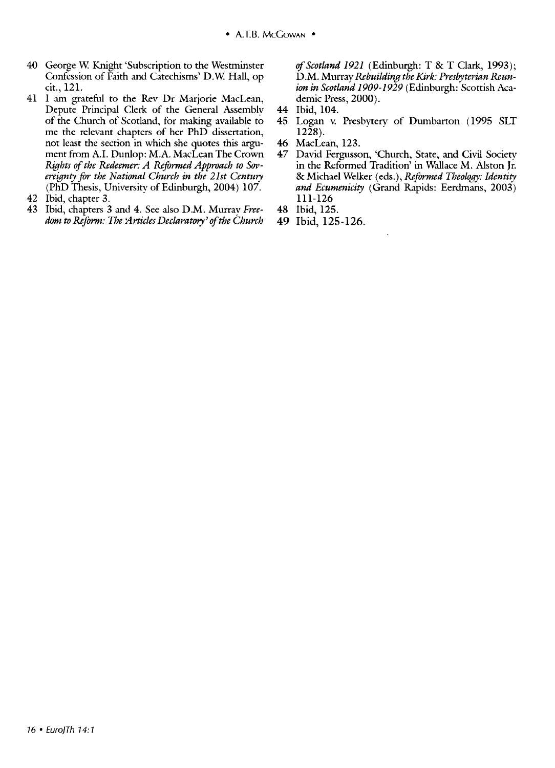40 George W. Knight 'Subscription to the Westminster Confession of Faith and Catechisms' D.W. Hall, op cit., 121.

41 I am grateful to the Rev Dr Marjorie MacLean, Depute Principal Clerk of the General Assembly of the Church of Scotland, for making available to me the relevant chapters of her PhD dissertation, not least the section in which she quotes this argument from A.I. Dunlop: M.A. MacLean The Crown *Rights of the Redeemer: A Reformed Approach to Sovereignty for the National Church in the 21st Century* (PhD Thesis, University of Edinburgh, 2004) 107.

42 Ibid, chapter 3.

43 Ibid, chapters 3 and 4. See also D.M. Murray *Freedom to Reform: The 'Articles Declaratory' of the Church of Scotland 1921* (Edinburgh: T & T Clark, 1993); D.M. Murray *Rebuilding the Kirk: Presbyterian Reunion in Scotland 1909-1929* (Edinburgh: Scottish Academic Press, 2000).

44 Ibid, 104.

45 Logan v. Presbytery of Dumbarton (1995 SLT 1228).

46 MacLean, 123.

47 David Fergusson, 'Church, State, and Civil Society in the Reformed Tradition' in Wallace M. Alston Jr. & Michael Welker (eds.), *Reformed Theology: Identity and Ecumenicity* (Grand Rapids: Eerdmans, 2003) 111-126

48 Ibid, 125.

49 Ibid, 125-126.